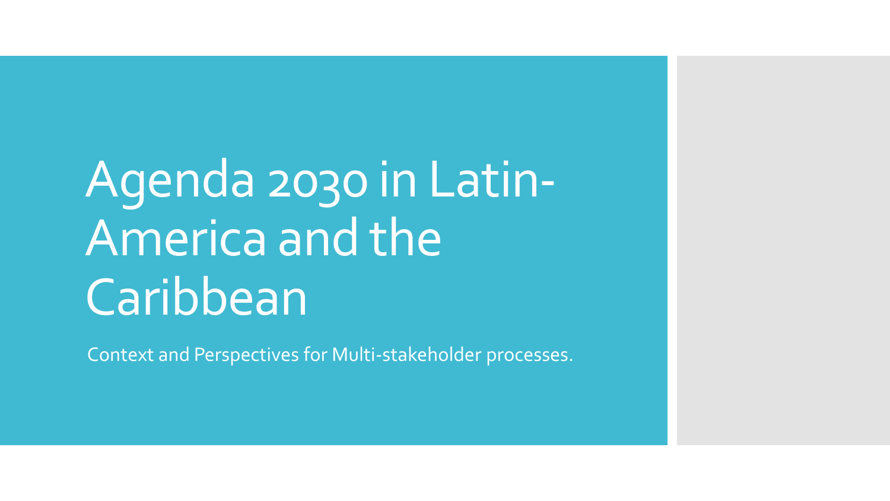# Agenda 2030 in Latin-America and the Caribbean

Context and Perspectives for Multi-stakeholder processes.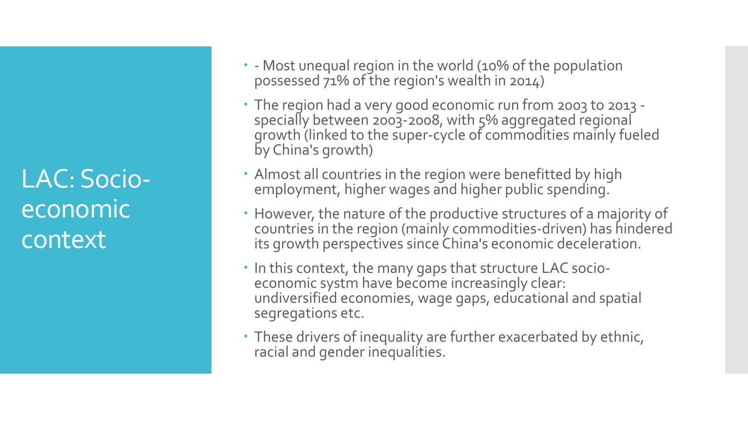# LAC: Socio-economic context

- - Most unequal region in the world (10% of the population possessed 71% of the region's wealth in 2014)
- The region had a very good economic run from 2003 to 2013 - specially between 2003-2008, with 5% aggregated regional growth (linked to the super-cycle of commodities mainly fueled by China's growth)
- Almost all countries in the region were benefitted by high employment, higher wages and higher public spending.
- However, the nature of the productive structures of a majority of countries in the region (mainly commodities-driven) has hindered its growth perspectives since China's economic deceleration.
- In this context, the many gaps that structure LAC socio-economic systm have become increasingly clear: undiversified economies, wage gaps, educational and spatial segregations etc.
- These drivers of inequality are further exacerbated by ethnic, racial and gender inequalities.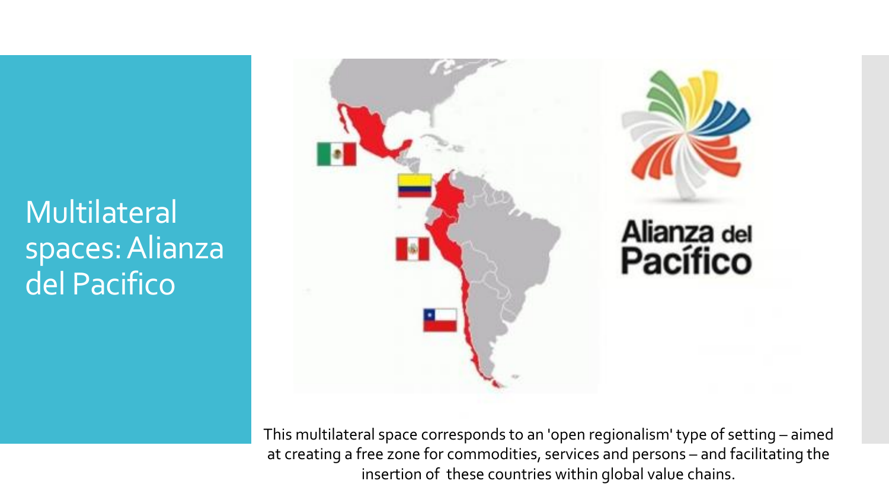# Multilateral spaces: Alianza del Pacifico

This multilateral space corresponds to an 'open regionalism' type of setting – aimed at creating a free zone for commodities, services and persons – and facilitating the insertion of these countries within global value chains.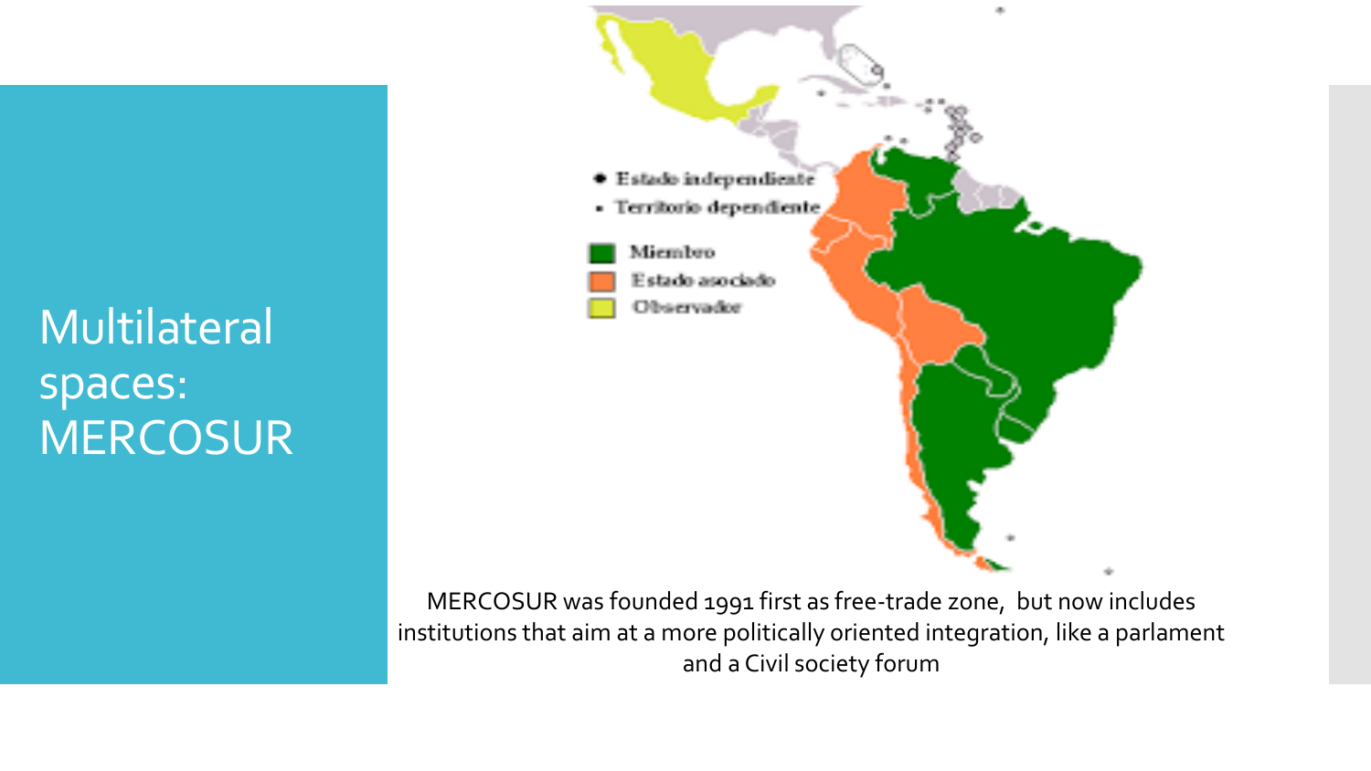# Multilateral spaces: MERCOSUR

- Estado independiente
- Territorio dependiente

Miembro

Estado asociado

Observador

MERCOSUR was founded 1991 first as free-trade zone, but now includes institutions that aim at a more politically oriented integration, like a parlament and a Civil society forum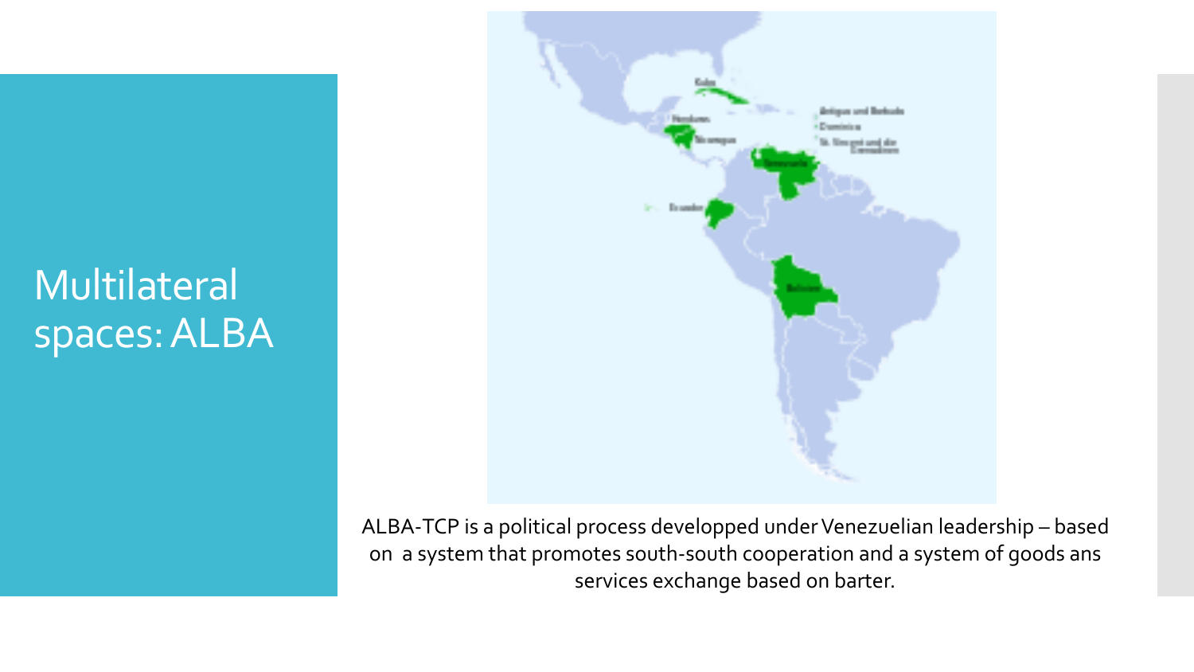# Multilateral spaces: ALBA

ALBA-TCP is a political process developped under Venezuelian leadership – based on a system that promotes south-south cooperation and a system of goods ans services exchange based on barter.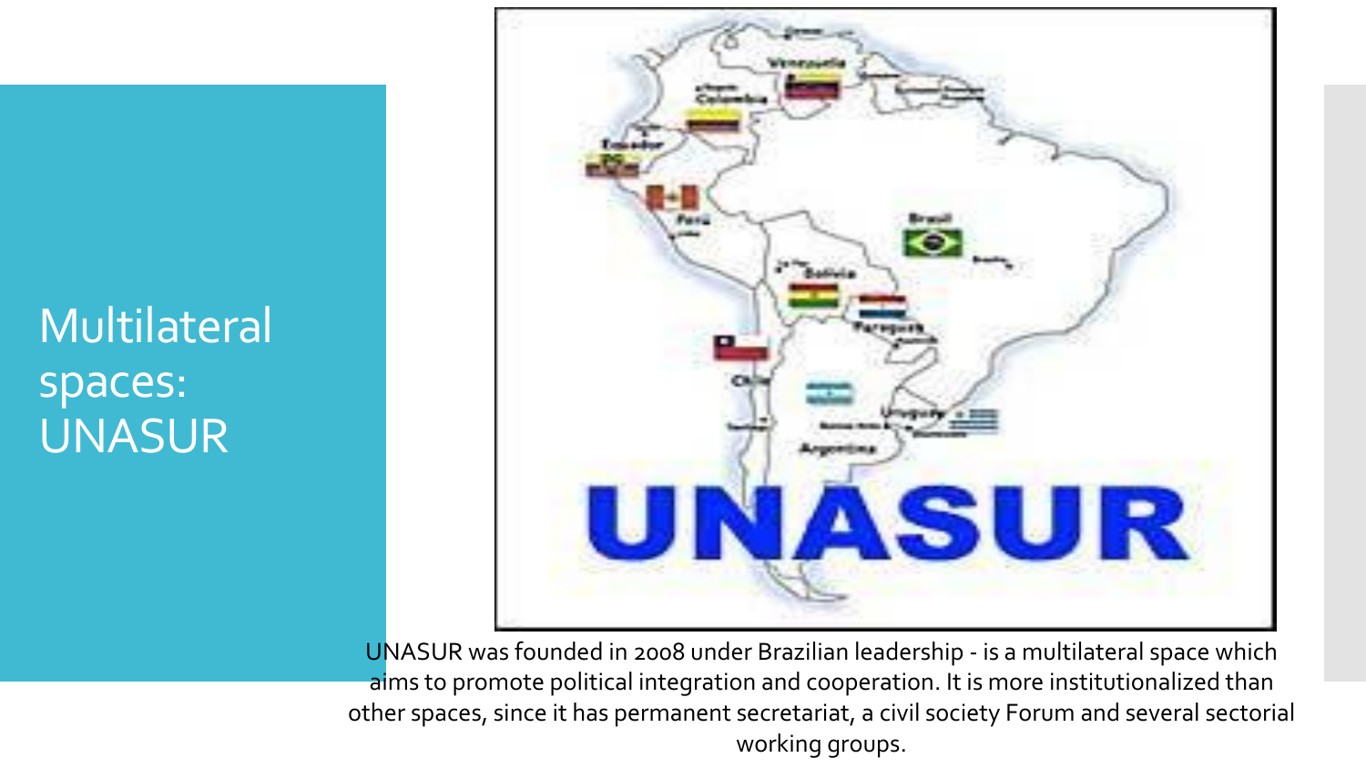# Multilateral spaces: UNASUR

UNASUR was founded in 2008 under Brazilian leadership - is a multilateral space which aims to promote political integration and cooperation. It is more institutionalized than other spaces, since it has permanent secretariat, a civil society Forum and several sectorial working groups.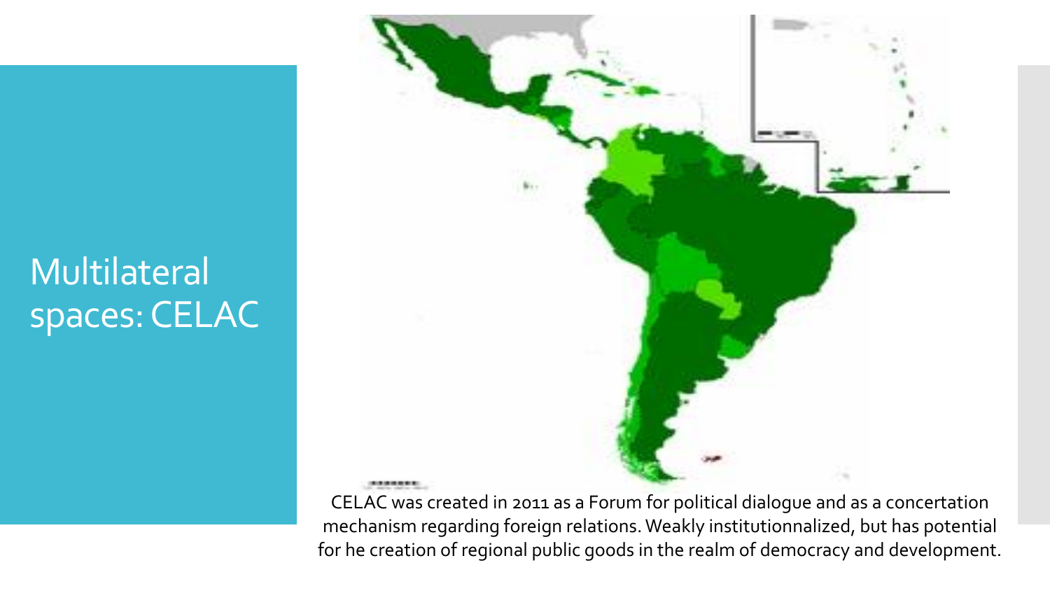# Multilateral spaces: CELAC

CELAC was created in 2011 as a Forum for political dialogue and as a concertation mechanism regarding foreign relations. Weakly institutionnalized, but has potential for he creation of regional public goods in the realm of democracy and development.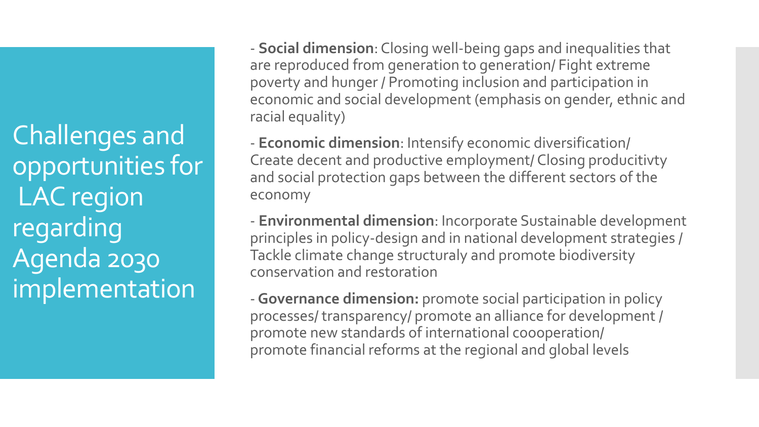# Challenges and opportunities for LAC region regarding Agenda 2030 implementation

- **Social dimension**: Closing well-being gaps and inequalities that are reproduced from generation to generation/ Fight extreme poverty and hunger / Promoting inclusion and participation in economic and social development (emphasis on gender, ethnic and racial equality)

- **Economic dimension**: Intensify economic diversification/ Create decent and productive employment/ Closing producitivty and social protection gaps between the different sectors of the economy

- **Environmental dimension**: Incorporate Sustainable development principles in policy-design and in national development strategies / Tackle climate change structuraly and promote biodiversity conservation and restoration

- **Governance dimension:** promote social participation in policy processes/ transparency/ promote an alliance for development / promote new standards of international coooperation/ promote financial reforms at the regional and global levels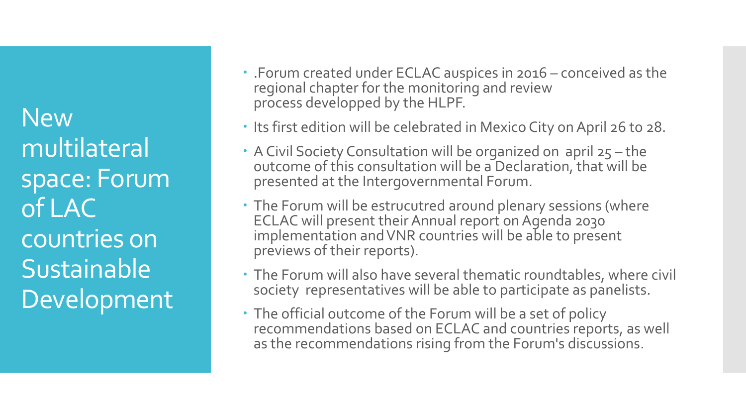# New multilateral space: Forum of LAC countries on Sustainable Development

- .Forum created under ECLAC auspices in 2016 – conceived as the regional chapter for the monitoring and review process developped by the HLPF.
- Its first edition will be celebrated in Mexico City on April 26 to 28.
- A Civil Society Consultation will be organized on april 25 – the outcome of this consultation will be a Declaration, that will be presented at the Intergovernmental Forum.
- The Forum will be estrucutred around plenary sessions (where ECLAC will present their Annual report on Agenda 2030 implementation and VNR countries will be able to present previews of their reports).
- The Forum will also have several thematic roundtables, where civil society representatives will be able to participate as panelists.
- The official outcome of the Forum will be a set of policy recommendations based on ECLAC and countries reports, as well as the recommendations rising from the Forum's discussions.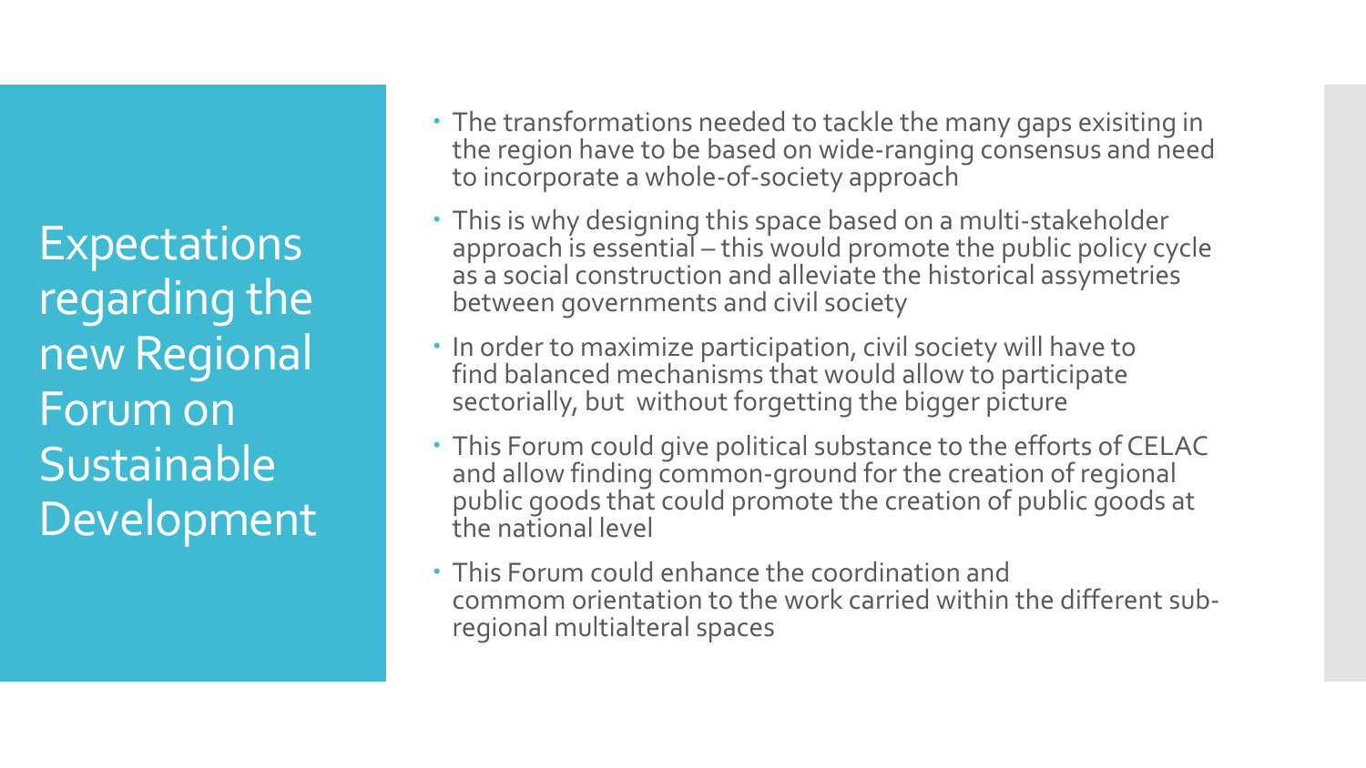# Expectations regarding the new Regional Forum on Sustainable Development

- The transformations needed to tackle the many gaps exisiting in the region have to be based on wide-ranging consensus and need to incorporate a whole-of-society approach
- This is why designing this space based on a multi-stakeholder approach is essential – this would promote the public policy cycle as a social construction and alleviate the historical assymetries between governments and civil society
- In order to maximize participation, civil society will have to find balanced mechanisms that would allow to participate sectorially, but without forgetting the bigger picture
- This Forum could give political substance to the efforts of CELAC and allow finding common-ground for the creation of regional public goods that could promote the creation of public goods at the national level
- This Forum could enhance the coordination and commom orientation to the work carried within the different sub-regional multialteral spaces